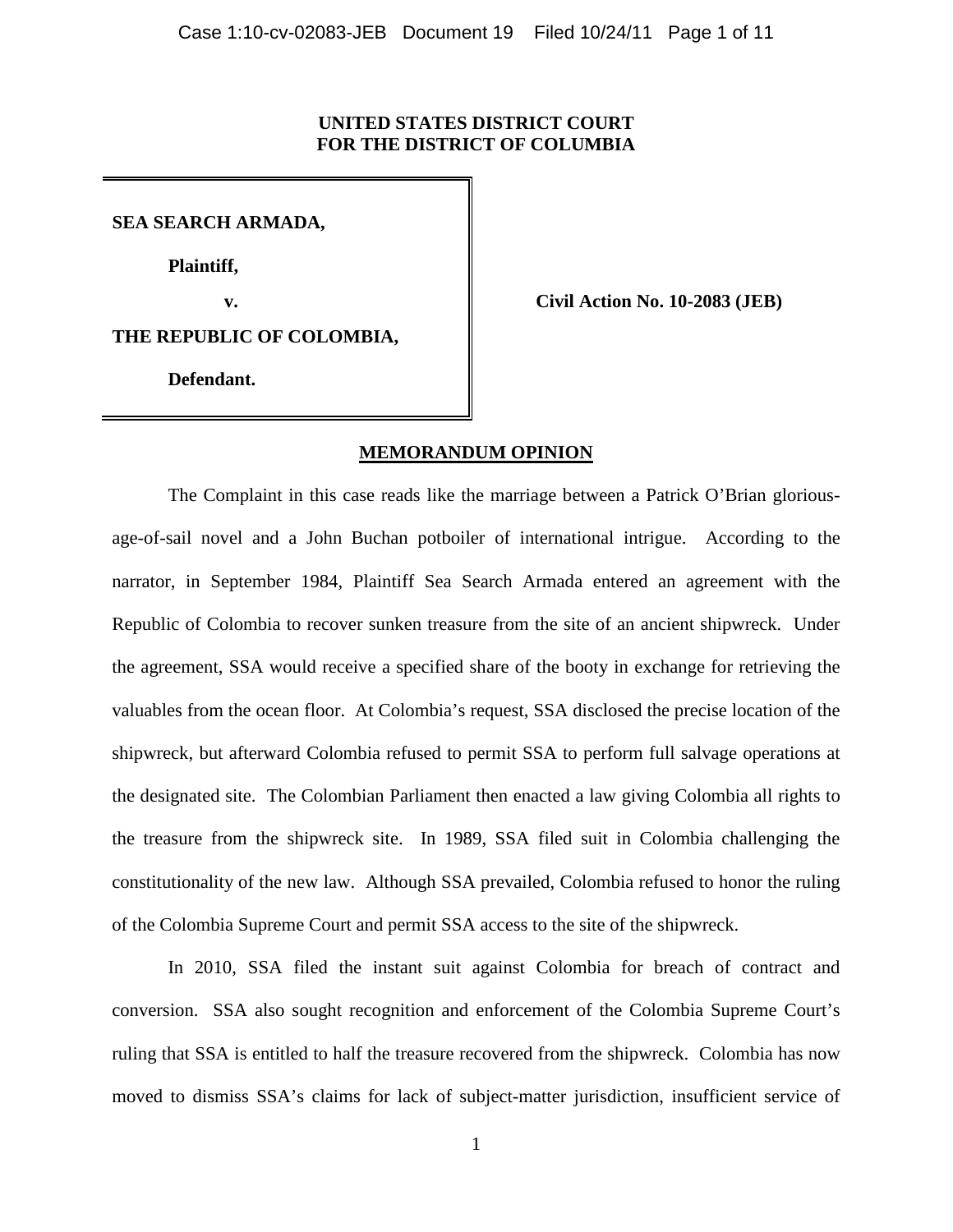**UNITED STATES DISTRICT COURT**
**FOR THE DISTRICT OF COLUMBIA**

**SEA SEARCH ARMADA,**

**Plaintiff,**

**v.**

**THE REPUBLIC OF COLOMBIA,**

**Defendant.**

**Civil Action No. 10-2083 (JEB)**

## MEMORANDUM OPINION

The Complaint in this case reads like the marriage between a Patrick O'Brian glorious-age-of-sail novel and a John Buchan potboiler of international intrigue. According to the narrator, in September 1984, Plaintiff Sea Search Armada entered an agreement with the Republic of Colombia to recover sunken treasure from the site of an ancient shipwreck. Under the agreement, SSA would receive a specified share of the booty in exchange for retrieving the valuables from the ocean floor. At Colombia's request, SSA disclosed the precise location of the shipwreck, but afterward Colombia refused to permit SSA to perform full salvage operations at the designated site. The Colombian Parliament then enacted a law giving Colombia all rights to the treasure from the shipwreck site. In 1989, SSA filed suit in Colombia challenging the constitutionality of the new law. Although SSA prevailed, Colombia refused to honor the ruling of the Colombia Supreme Court and permit SSA access to the site of the shipwreck.

In 2010, SSA filed the instant suit against Colombia for breach of contract and conversion. SSA also sought recognition and enforcement of the Colombia Supreme Court's ruling that SSA is entitled to half the treasure recovered from the shipwreck. Colombia has now moved to dismiss SSA's claims for lack of subject-matter jurisdiction, insufficient service of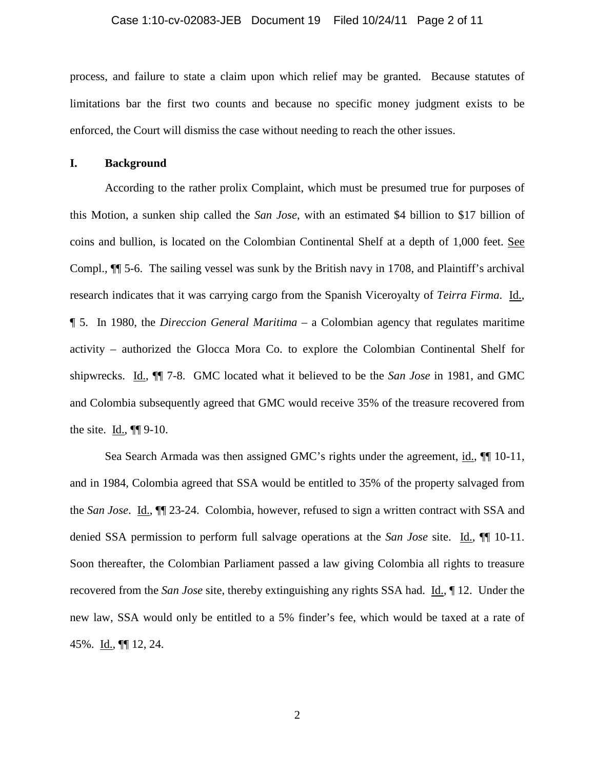process, and failure to state a claim upon which relief may be granted. Because statutes of limitations bar the first two counts and because no specific money judgment exists to be enforced, the Court will dismiss the case without needing to reach the other issues.

## I. Background

According to the rather prolix Complaint, which must be presumed true for purposes of this Motion, a sunken ship called the *San Jose*, with an estimated $4 billion to $17 billion of coins and bullion, is located on the Colombian Continental Shelf at a depth of 1,000 feet. See Compl., ¶¶ 5-6. The sailing vessel was sunk by the British navy in 1708, and Plaintiff's archival research indicates that it was carrying cargo from the Spanish Viceroyalty of *Teirra Firma*. Id., ¶ 5. In 1980, the *Direccion General Maritima* – a Colombian agency that regulates maritime activity – authorized the Glocca Mora Co. to explore the Colombian Continental Shelf for shipwrecks. Id., ¶¶ 7-8. GMC located what it believed to be the *San Jose* in 1981, and GMC and Colombia subsequently agreed that GMC would receive 35% of the treasure recovered from the site. Id., ¶¶ 9-10.

Sea Search Armada was then assigned GMC's rights under the agreement, id., ¶¶ 10-11, and in 1984, Colombia agreed that SSA would be entitled to 35% of the property salvaged from the *San Jose*. Id., ¶¶ 23-24. Colombia, however, refused to sign a written contract with SSA and denied SSA permission to perform full salvage operations at the *San Jose* site. Id., ¶¶ 10-11. Soon thereafter, the Colombian Parliament passed a law giving Colombia all rights to treasure recovered from the *San Jose* site, thereby extinguishing any rights SSA had. Id., ¶ 12. Under the new law, SSA would only be entitled to a 5% finder's fee, which would be taxed at a rate of 45%. Id., ¶¶ 12, 24.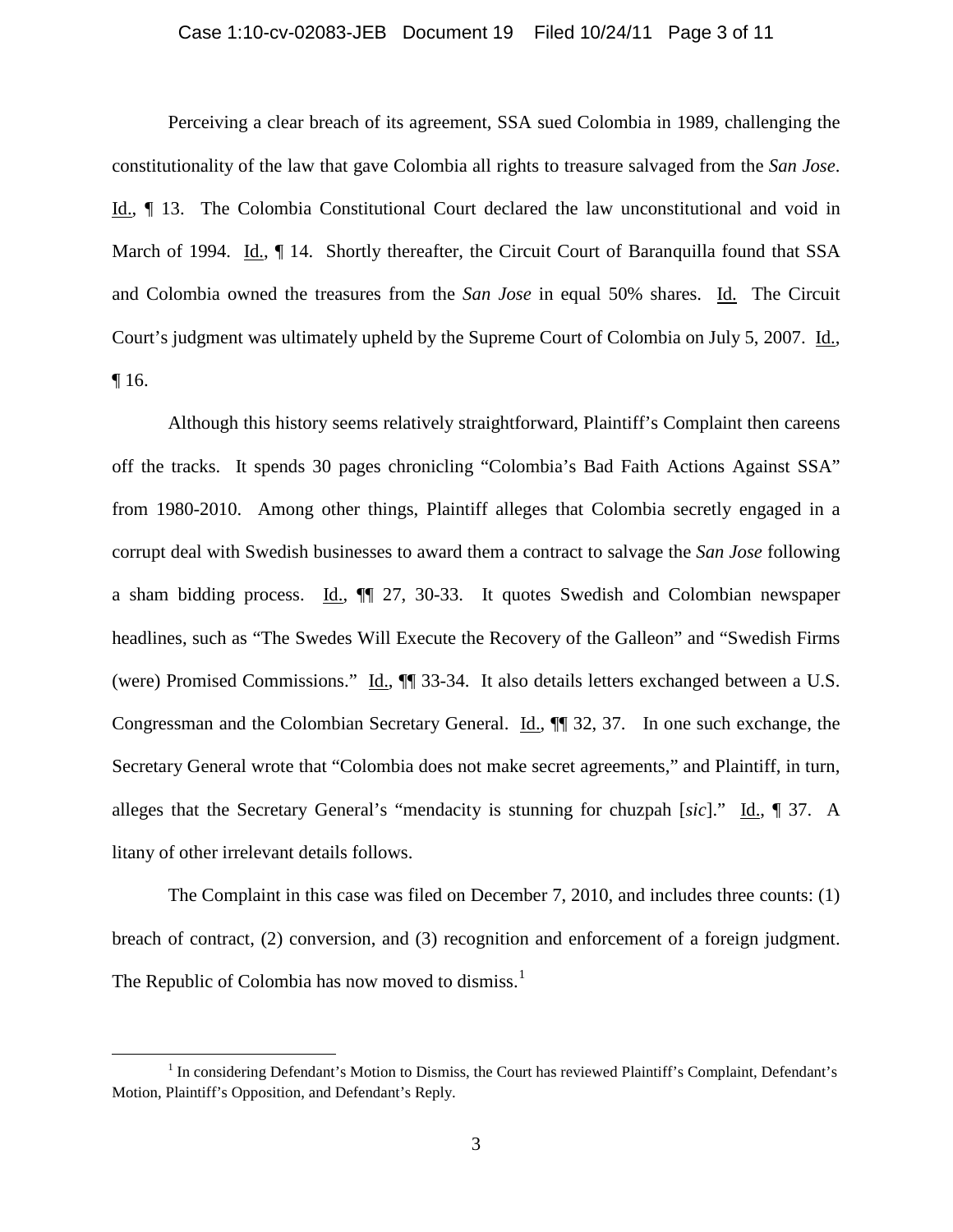Perceiving a clear breach of its agreement, SSA sued Colombia in 1989, challenging the constitutionality of the law that gave Colombia all rights to treasure salvaged from the *San Jose*. Id., ¶ 13. The Colombia Constitutional Court declared the law unconstitutional and void in March of 1994. Id., ¶ 14. Shortly thereafter, the Circuit Court of Baranquilla found that SSA and Colombia owned the treasures from the *San Jose* in equal 50% shares. Id. The Circuit Court's judgment was ultimately upheld by the Supreme Court of Colombia on July 5, 2007. Id., ¶ 16.

Although this history seems relatively straightforward, Plaintiff's Complaint then careens off the tracks. It spends 30 pages chronicling "Colombia's Bad Faith Actions Against SSA" from 1980-2010. Among other things, Plaintiff alleges that Colombia secretly engaged in a corrupt deal with Swedish businesses to award them a contract to salvage the *San Jose* following a sham bidding process. Id., ¶¶ 27, 30-33. It quotes Swedish and Colombian newspaper headlines, such as "The Swedes Will Execute the Recovery of the Galleon" and "Swedish Firms (were) Promised Commissions." Id., ¶¶ 33-34. It also details letters exchanged between a U.S. Congressman and the Colombian Secretary General. Id., ¶¶ 32, 37. In one such exchange, the Secretary General wrote that "Colombia does not make secret agreements," and Plaintiff, in turn, alleges that the Secretary General's "mendacity is stunning for chuzpah [*sic*]." Id., ¶ 37. A litany of other irrelevant details follows.

The Complaint in this case was filed on December 7, 2010, and includes three counts: (1) breach of contract, (2) conversion, and (3) recognition and enforcement of a foreign judgment. The Republic of Colombia has now moved to dismiss.[1]

[1] In considering Defendant's Motion to Dismiss, the Court has reviewed Plaintiff's Complaint, Defendant's Motion, Plaintiff's Opposition, and Defendant's Reply.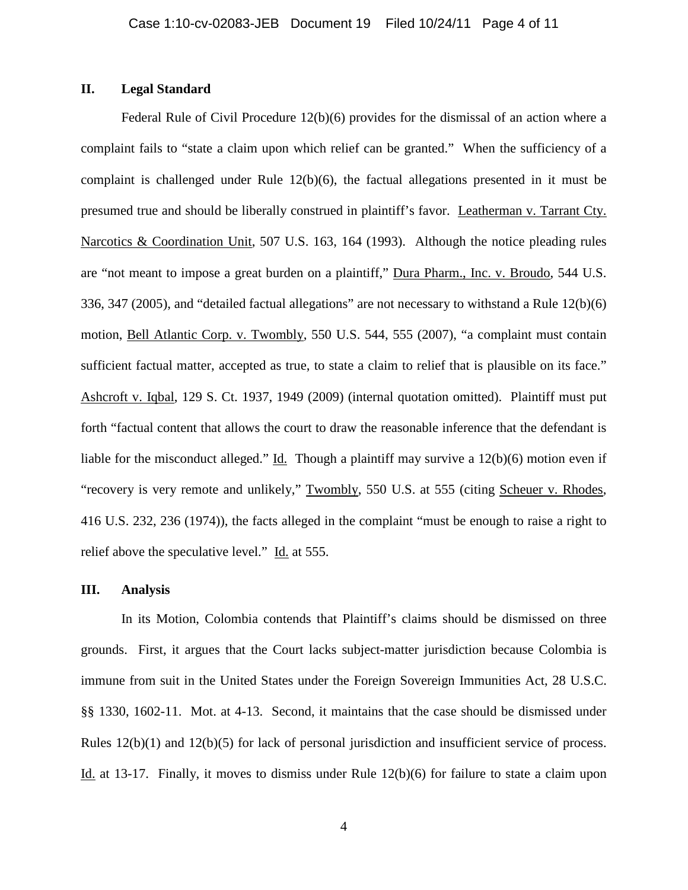## II. Legal Standard

Federal Rule of Civil Procedure 12(b)(6) provides for the dismissal of an action where a complaint fails to "state a claim upon which relief can be granted." When the sufficiency of a complaint is challenged under Rule 12(b)(6), the factual allegations presented in it must be presumed true and should be liberally construed in plaintiff's favor. Leatherman v. Tarrant Cty. Narcotics & Coordination Unit, 507 U.S. 163, 164 (1993). Although the notice pleading rules are "not meant to impose a great burden on a plaintiff," Dura Pharm., Inc. v. Broudo, 544 U.S. 336, 347 (2005), and "detailed factual allegations" are not necessary to withstand a Rule 12(b)(6) motion, Bell Atlantic Corp. v. Twombly, 550 U.S. 544, 555 (2007), "a complaint must contain sufficient factual matter, accepted as true, to state a claim to relief that is plausible on its face." Ashcroft v. Iqbal, 129 S. Ct. 1937, 1949 (2009) (internal quotation omitted). Plaintiff must put forth "factual content that allows the court to draw the reasonable inference that the defendant is liable for the misconduct alleged." Id. Though a plaintiff may survive a 12(b)(6) motion even if "recovery is very remote and unlikely," Twombly, 550 U.S. at 555 (citing Scheuer v. Rhodes, 416 U.S. 232, 236 (1974)), the facts alleged in the complaint "must be enough to raise a right to relief above the speculative level." Id. at 555.

## III. Analysis

In its Motion, Colombia contends that Plaintiff's claims should be dismissed on three grounds. First, it argues that the Court lacks subject-matter jurisdiction because Colombia is immune from suit in the United States under the Foreign Sovereign Immunities Act, 28 U.S.C. §§ 1330, 1602-11. Mot. at 4-13. Second, it maintains that the case should be dismissed under Rules 12(b)(1) and 12(b)(5) for lack of personal jurisdiction and insufficient service of process. Id. at 13-17. Finally, it moves to dismiss under Rule 12(b)(6) for failure to state a claim upon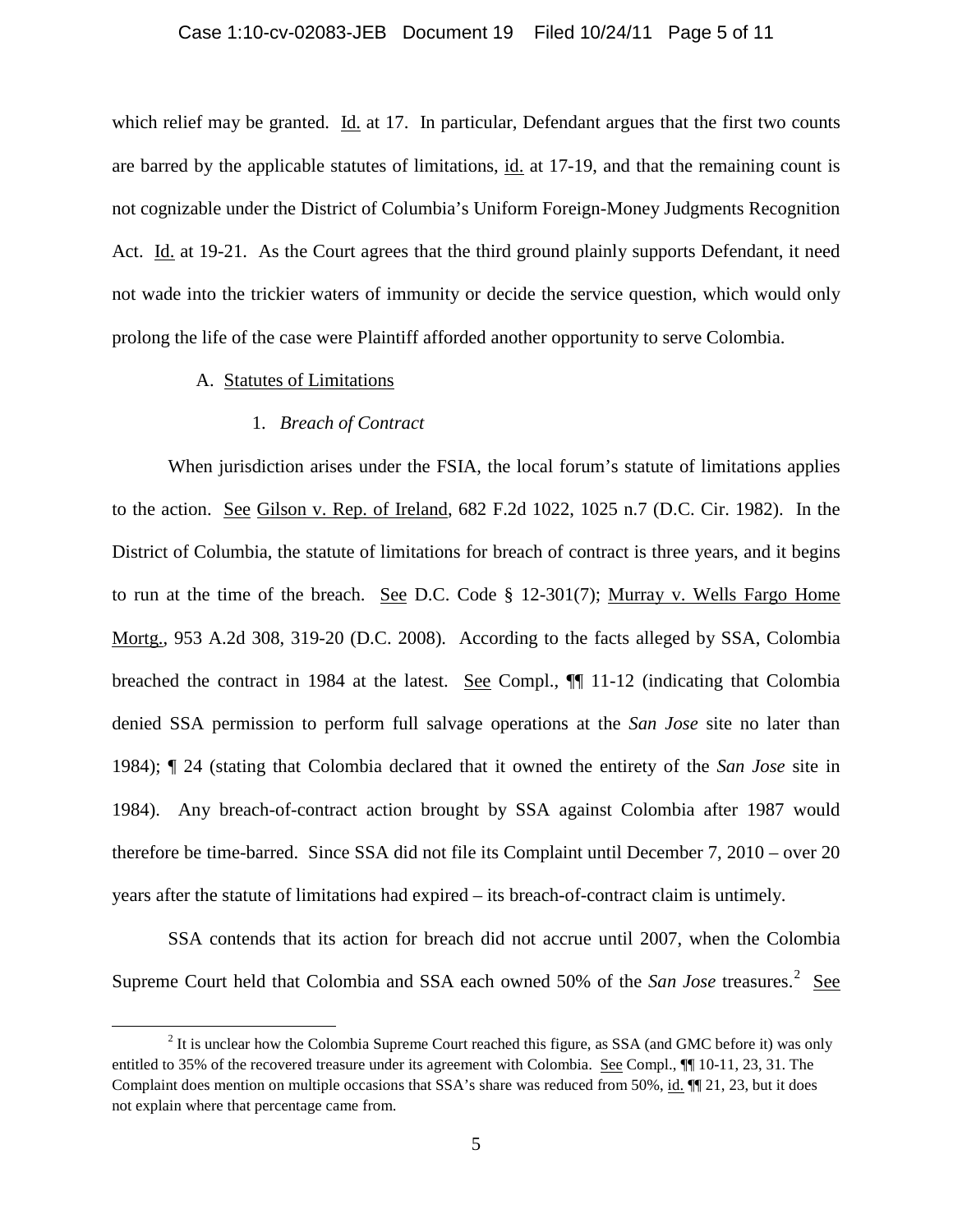which relief may be granted. Id. at 17. In particular, Defendant argues that the first two counts are barred by the applicable statutes of limitations, id. at 17-19, and that the remaining count is not cognizable under the District of Columbia's Uniform Foreign-Money Judgments Recognition Act. Id. at 19-21. As the Court agrees that the third ground plainly supports Defendant, it need not wade into the trickier waters of immunity or decide the service question, which would only prolong the life of the case were Plaintiff afforded another opportunity to serve Colombia.

A. Statutes of Limitations

1. *Breach of Contract*

When jurisdiction arises under the FSIA, the local forum's statute of limitations applies to the action. See Gilson v. Rep. of Ireland, 682 F.2d 1022, 1025 n.7 (D.C. Cir. 1982). In the District of Columbia, the statute of limitations for breach of contract is three years, and it begins to run at the time of the breach. See D.C. Code § 12-301(7); Murray v. Wells Fargo Home Mortg., 953 A.2d 308, 319-20 (D.C. 2008). According to the facts alleged by SSA, Colombia breached the contract in 1984 at the latest. See Compl., ¶¶ 11-12 (indicating that Colombia denied SSA permission to perform full salvage operations at the *San Jose* site no later than 1984); ¶ 24 (stating that Colombia declared that it owned the entirety of the *San Jose* site in 1984). Any breach-of-contract action brought by SSA against Colombia after 1987 would therefore be time-barred. Since SSA did not file its Complaint until December 7, 2010 – over 20 years after the statute of limitations had expired – its breach-of-contract claim is untimely.

SSA contends that its action for breach did not accrue until 2007, when the Colombia Supreme Court held that Colombia and SSA each owned 50% of the *San Jose* treasures.[2] See

---

[2] It is unclear how the Colombia Supreme Court reached this figure, as SSA (and GMC before it) was only entitled to 35% of the recovered treasure under its agreement with Colombia. See Compl., ¶¶ 10-11, 23, 31. The Complaint does mention on multiple occasions that SSA's share was reduced from 50%, id. ¶¶ 21, 23, but it does not explain where that percentage came from.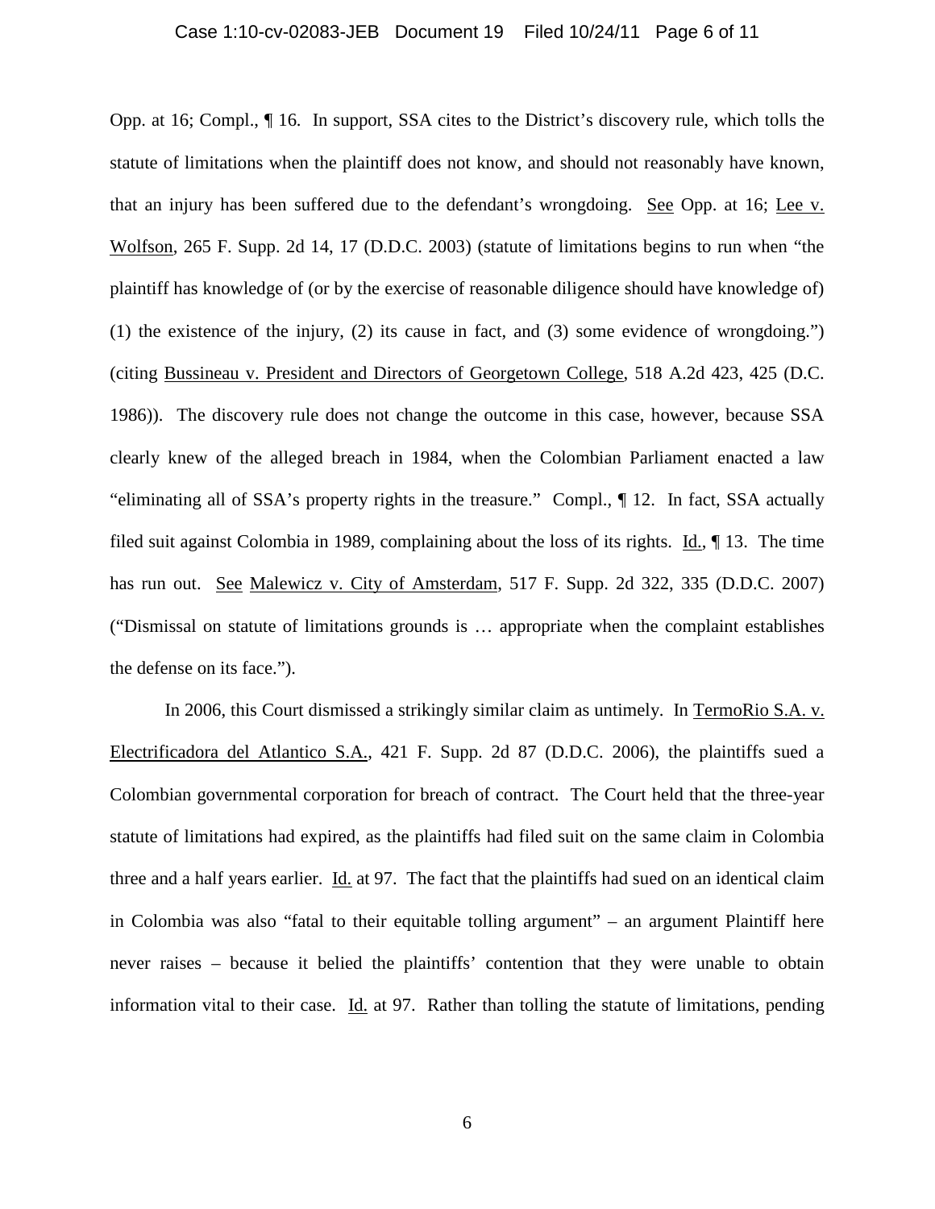Opp. at 16; Compl., ¶ 16. In support, SSA cites to the District's discovery rule, which tolls the statute of limitations when the plaintiff does not know, and should not reasonably have known, that an injury has been suffered due to the defendant's wrongdoing. See Opp. at 16; Lee v. Wolfson, 265 F. Supp. 2d 14, 17 (D.D.C. 2003) (statute of limitations begins to run when "the plaintiff has knowledge of (or by the exercise of reasonable diligence should have knowledge of) (1) the existence of the injury, (2) its cause in fact, and (3) some evidence of wrongdoing.") (citing Bussineau v. President and Directors of Georgetown College, 518 A.2d 423, 425 (D.C. 1986)). The discovery rule does not change the outcome in this case, however, because SSA clearly knew of the alleged breach in 1984, when the Colombian Parliament enacted a law "eliminating all of SSA's property rights in the treasure." Compl., ¶ 12. In fact, SSA actually filed suit against Colombia in 1989, complaining about the loss of its rights. Id., ¶ 13. The time has run out. See Malewicz v. City of Amsterdam, 517 F. Supp. 2d 322, 335 (D.D.C. 2007) ("Dismissal on statute of limitations grounds is … appropriate when the complaint establishes the defense on its face.").

In 2006, this Court dismissed a strikingly similar claim as untimely. In TermoRio S.A. v. Electrificadora del Atlantico S.A., 421 F. Supp. 2d 87 (D.D.C. 2006), the plaintiffs sued a Colombian governmental corporation for breach of contract. The Court held that the three-year statute of limitations had expired, as the plaintiffs had filed suit on the same claim in Colombia three and a half years earlier. Id. at 97. The fact that the plaintiffs had sued on an identical claim in Colombia was also "fatal to their equitable tolling argument" – an argument Plaintiff here never raises – because it belied the plaintiffs' contention that they were unable to obtain information vital to their case. Id. at 97. Rather than tolling the statute of limitations, pending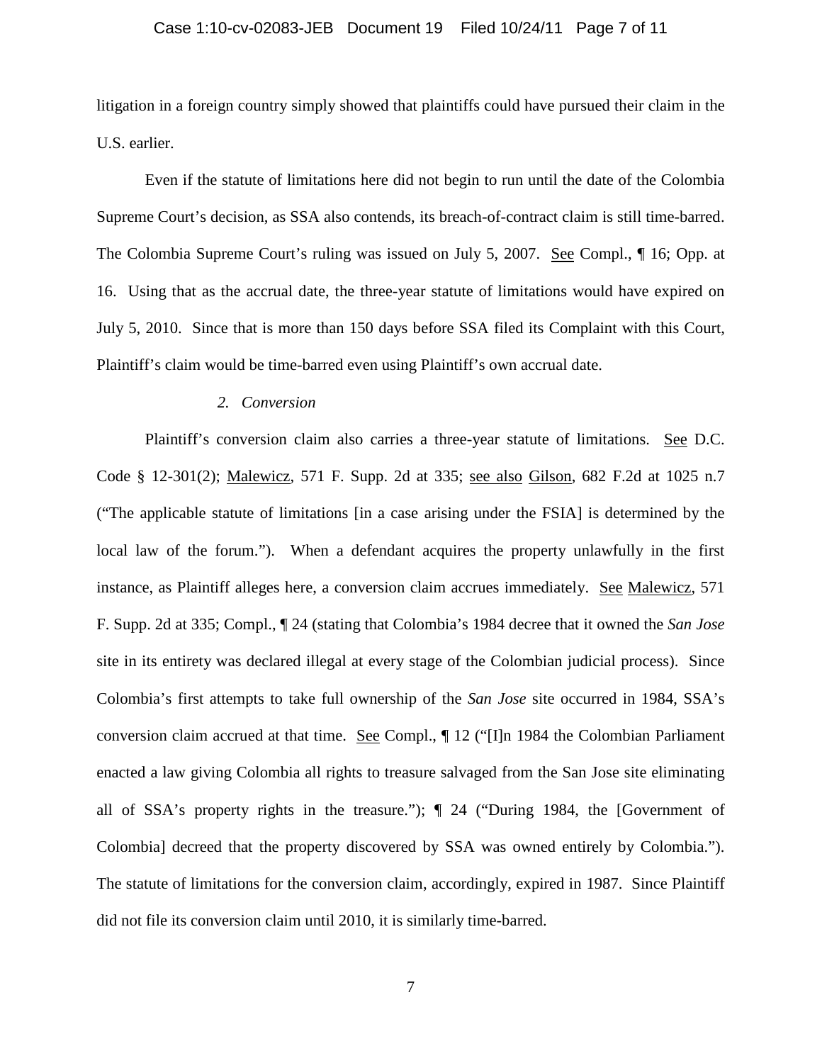litigation in a foreign country simply showed that plaintiffs could have pursued their claim in the U.S. earlier.

Even if the statute of limitations here did not begin to run until the date of the Colombia Supreme Court's decision, as SSA also contends, its breach-of-contract claim is still time-barred. The Colombia Supreme Court's ruling was issued on July 5, 2007. See Compl., ¶ 16; Opp. at 16. Using that as the accrual date, the three-year statute of limitations would have expired on July 5, 2010. Since that is more than 150 days before SSA filed its Complaint with this Court, Plaintiff's claim would be time-barred even using Plaintiff's own accrual date.

*2. Conversion*

Plaintiff's conversion claim also carries a three-year statute of limitations. See D.C. Code § 12-301(2); Malewicz, 571 F. Supp. 2d at 335; see also Gilson, 682 F.2d at 1025 n.7 ("The applicable statute of limitations [in a case arising under the FSIA] is determined by the local law of the forum."). When a defendant acquires the property unlawfully in the first instance, as Plaintiff alleges here, a conversion claim accrues immediately. See Malewicz, 571 F. Supp. 2d at 335; Compl., ¶ 24 (stating that Colombia's 1984 decree that it owned the *San Jose* site in its entirety was declared illegal at every stage of the Colombian judicial process). Since Colombia's first attempts to take full ownership of the *San Jose* site occurred in 1984, SSA's conversion claim accrued at that time. See Compl., ¶ 12 ("[I]n 1984 the Colombian Parliament enacted a law giving Colombia all rights to treasure salvaged from the San Jose site eliminating all of SSA's property rights in the treasure."); ¶ 24 ("During 1984, the [Government of Colombia] decreed that the property discovered by SSA was owned entirely by Colombia."). The statute of limitations for the conversion claim, accordingly, expired in 1987. Since Plaintiff did not file its conversion claim until 2010, it is similarly time-barred.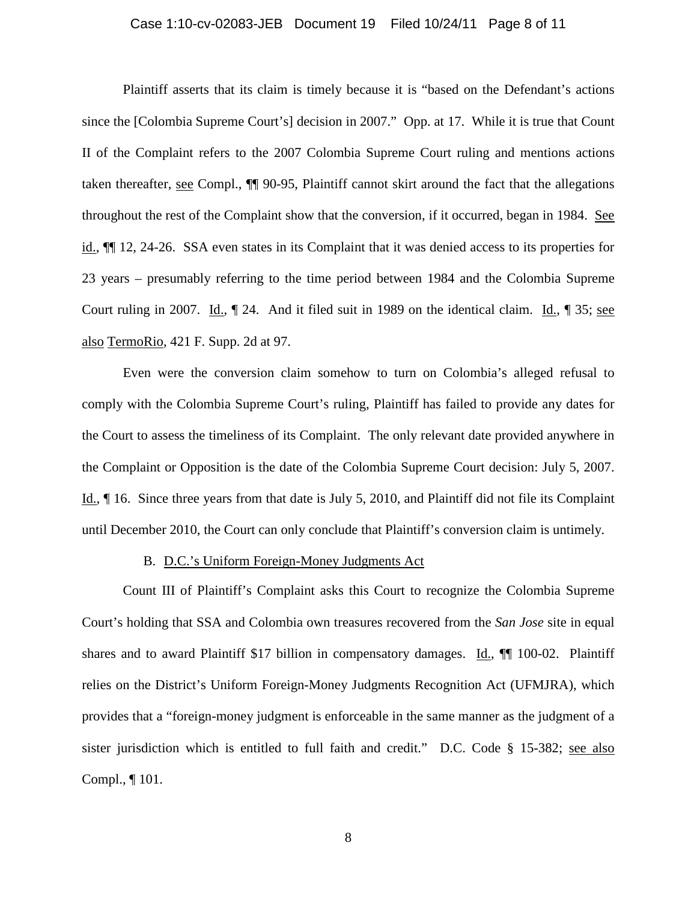Plaintiff asserts that its claim is timely because it is "based on the Defendant's actions since the [Colombia Supreme Court's] decision in 2007." Opp. at 17. While it is true that Count II of the Complaint refers to the 2007 Colombia Supreme Court ruling and mentions actions taken thereafter, see Compl., ¶¶ 90-95, Plaintiff cannot skirt around the fact that the allegations throughout the rest of the Complaint show that the conversion, if it occurred, began in 1984. See id., ¶¶ 12, 24-26. SSA even states in its Complaint that it was denied access to its properties for 23 years – presumably referring to the time period between 1984 and the Colombia Supreme Court ruling in 2007. Id., ¶ 24. And it filed suit in 1989 on the identical claim. Id., ¶ 35; see also TermoRio, 421 F. Supp. 2d at 97.

Even were the conversion claim somehow to turn on Colombia's alleged refusal to comply with the Colombia Supreme Court's ruling, Plaintiff has failed to provide any dates for the Court to assess the timeliness of its Complaint. The only relevant date provided anywhere in the Complaint or Opposition is the date of the Colombia Supreme Court decision: July 5, 2007. Id., ¶ 16. Since three years from that date is July 5, 2010, and Plaintiff did not file its Complaint until December 2010, the Court can only conclude that Plaintiff's conversion claim is untimely.

B. D.C.'s Uniform Foreign-Money Judgments Act

Count III of Plaintiff's Complaint asks this Court to recognize the Colombia Supreme Court's holding that SSA and Colombia own treasures recovered from the *San Jose* site in equal shares and to award Plaintiff $17 billion in compensatory damages. Id., ¶¶ 100-02. Plaintiff relies on the District's Uniform Foreign-Money Judgments Recognition Act (UFMJRA), which provides that a "foreign-money judgment is enforceable in the same manner as the judgment of a sister jurisdiction which is entitled to full faith and credit." D.C. Code § 15-382; see also Compl., ¶ 101.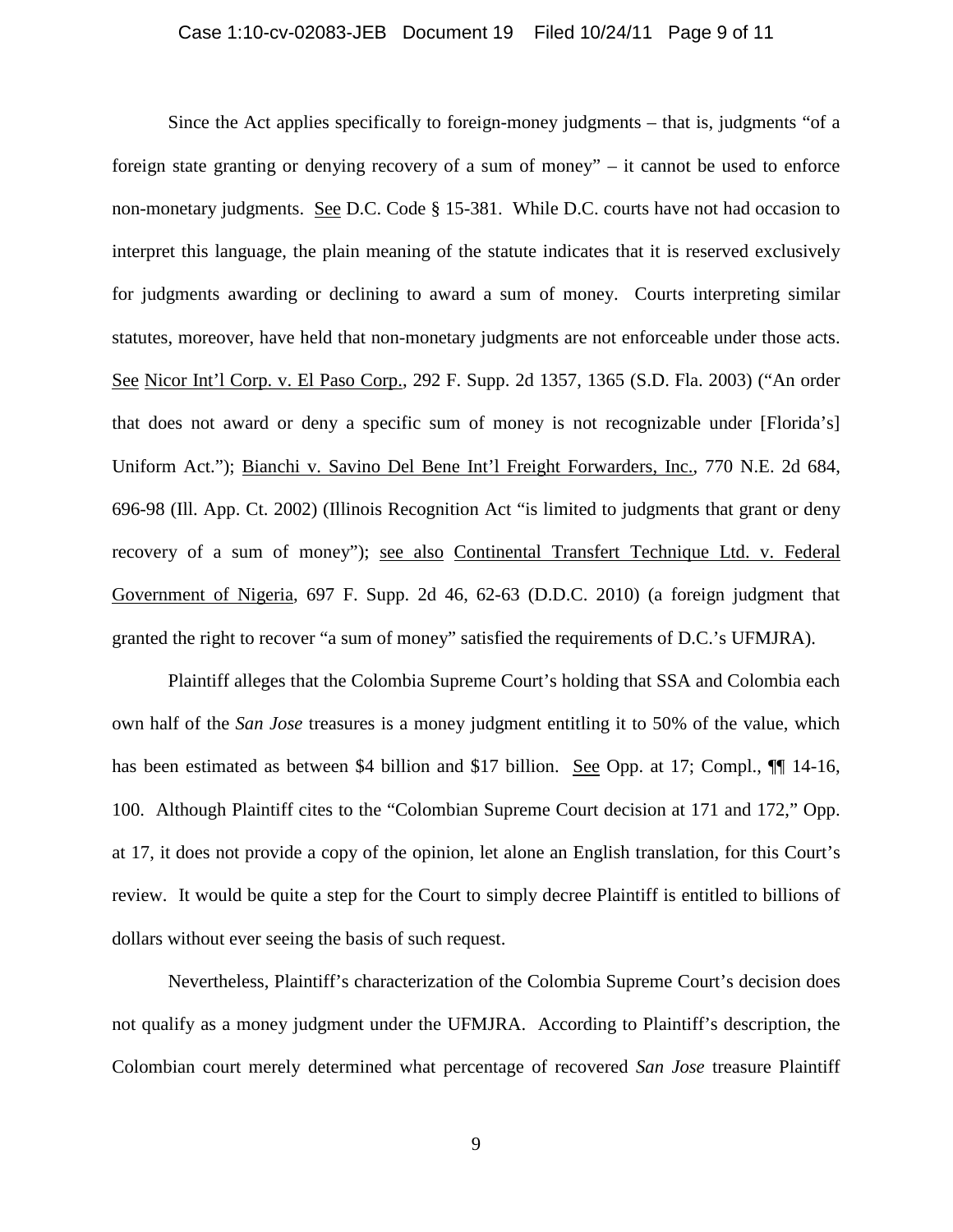Since the Act applies specifically to foreign-money judgments – that is, judgments "of a foreign state granting or denying recovery of a sum of money" – it cannot be used to enforce non-monetary judgments. See D.C. Code § 15-381. While D.C. courts have not had occasion to interpret this language, the plain meaning of the statute indicates that it is reserved exclusively for judgments awarding or declining to award a sum of money. Courts interpreting similar statutes, moreover, have held that non-monetary judgments are not enforceable under those acts. See Nicor Int'l Corp. v. El Paso Corp., 292 F. Supp. 2d 1357, 1365 (S.D. Fla. 2003) ("An order that does not award or deny a specific sum of money is not recognizable under [Florida's] Uniform Act."); Bianchi v. Savino Del Bene Int'l Freight Forwarders, Inc., 770 N.E. 2d 684, 696-98 (Ill. App. Ct. 2002) (Illinois Recognition Act "is limited to judgments that grant or deny recovery of a sum of money"); see also Continental Transfert Technique Ltd. v. Federal Government of Nigeria, 697 F. Supp. 2d 46, 62-63 (D.D.C. 2010) (a foreign judgment that granted the right to recover "a sum of money" satisfied the requirements of D.C.'s UFMJRA).

Plaintiff alleges that the Colombia Supreme Court's holding that SSA and Colombia each own half of the *San Jose* treasures is a money judgment entitling it to 50% of the value, which has been estimated as between \$4 billion and \$17 billion. See Opp. at 17; Compl., ¶¶ 14-16, 100. Although Plaintiff cites to the "Colombian Supreme Court decision at 171 and 172," Opp. at 17, it does not provide a copy of the opinion, let alone an English translation, for this Court's review. It would be quite a step for the Court to simply decree Plaintiff is entitled to billions of dollars without ever seeing the basis of such request.

Nevertheless, Plaintiff's characterization of the Colombia Supreme Court's decision does not qualify as a money judgment under the UFMJRA. According to Plaintiff's description, the Colombian court merely determined what percentage of recovered *San Jose* treasure Plaintiff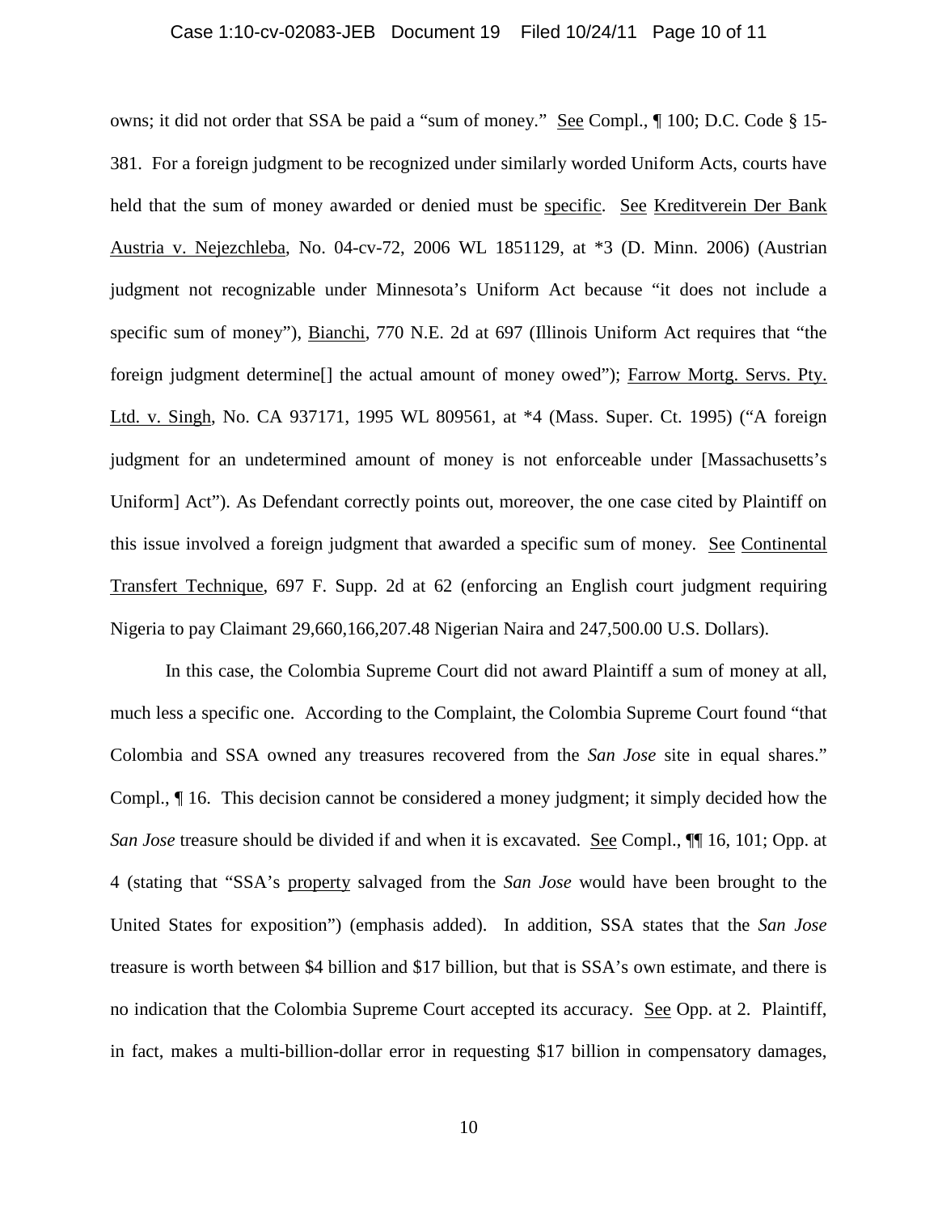owns; it did not order that SSA be paid a "sum of money." See Compl., ¶ 100; D.C. Code § 15-381. For a foreign judgment to be recognized under similarly worded Uniform Acts, courts have held that the sum of money awarded or denied must be specific. See Kreditverein Der Bank Austria v. Nejezchleba, No. 04-cv-72, 2006 WL 1851129, at *3 (D. Minn. 2006) (Austrian judgment not recognizable under Minnesota's Uniform Act because "it does not include a specific sum of money"), Bianchi, 770 N.E. 2d at 697 (Illinois Uniform Act requires that "the foreign judgment determine[] the actual amount of money owed"); Farrow Mortg. Servs. Pty. Ltd. v. Singh, No. CA 937171, 1995 WL 809561, at *4 (Mass. Super. Ct. 1995) ("A foreign judgment for an undetermined amount of money is not enforceable under [Massachusetts's Uniform] Act"). As Defendant correctly points out, moreover, the one case cited by Plaintiff on this issue involved a foreign judgment that awarded a specific sum of money. See Continental Transfert Technique, 697 F. Supp. 2d at 62 (enforcing an English court judgment requiring Nigeria to pay Claimant 29,660,166,207.48 Nigerian Naira and 247,500.00 U.S. Dollars).

In this case, the Colombia Supreme Court did not award Plaintiff a sum of money at all, much less a specific one. According to the Complaint, the Colombia Supreme Court found "that Colombia and SSA owned any treasures recovered from the *San Jose* site in equal shares." Compl., ¶ 16. This decision cannot be considered a money judgment; it simply decided how the *San Jose* treasure should be divided if and when it is excavated. See Compl., ¶¶ 16, 101; Opp. at 4 (stating that "SSA's property salvaged from the *San Jose* would have been brought to the United States for exposition") (emphasis added). In addition, SSA states that the *San Jose* treasure is worth between $4 billion and $17 billion, but that is SSA's own estimate, and there is no indication that the Colombia Supreme Court accepted its accuracy. See Opp. at 2. Plaintiff, in fact, makes a multi-billion-dollar error in requesting $17 billion in compensatory damages,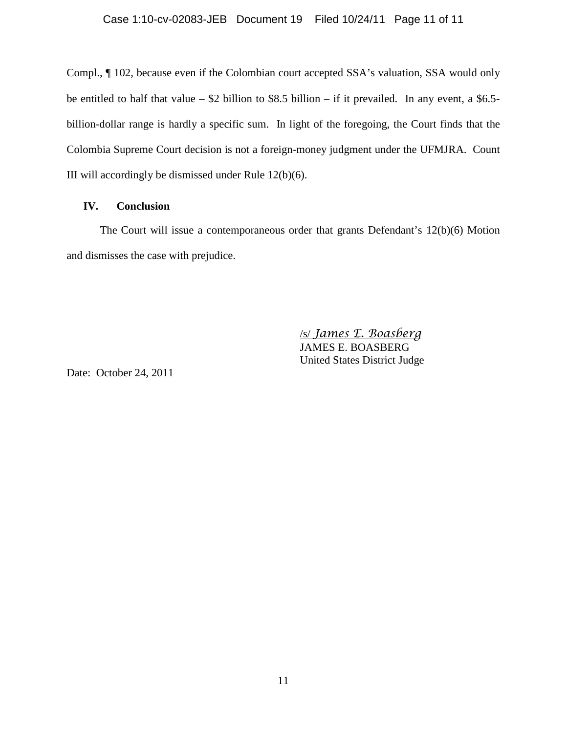Compl., ¶ 102, because even if the Colombian court accepted SSA's valuation, SSA would only be entitled to half that value – $2 billion to $8.5 billion – if it prevailed. In any event, a $6.5-billion-dollar range is hardly a specific sum. In light of the foregoing, the Court finds that the Colombia Supreme Court decision is not a foreign-money judgment under the UFMJRA. Count III will accordingly be dismissed under Rule 12(b)(6).

## IV. Conclusion

The Court will issue a contemporaneous order that grants Defendant's 12(b)(6) Motion and dismisses the case with prejudice.

/s/ *James E. Boasberg*
JAMES E. BOASBERG
United States District Judge

Date: October 24, 2011